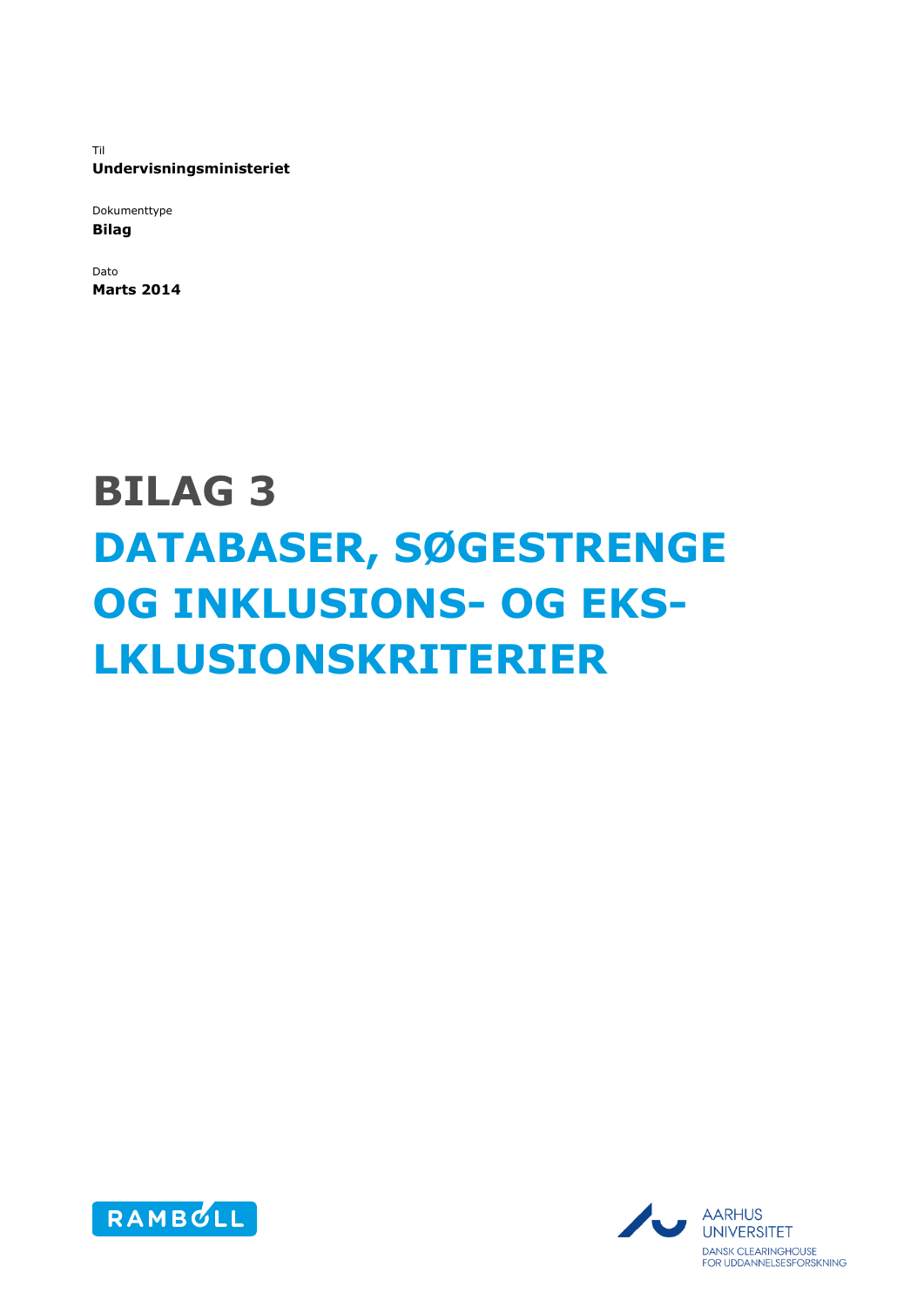Til
**Undervisningsministeriet**

Dokumenttype
**Bilag**

Dato
**Marts 2014**

# BILAG 3
# DATABASER, SØGESTRENGE OG INKLUSIONS- OG EKS-LKLUSIONSKRITERIER

RAMBØLL

AARHUS UNIVERSITET
DANSK CLEARINGHOUSE FOR UDDANNELSESFORSKNING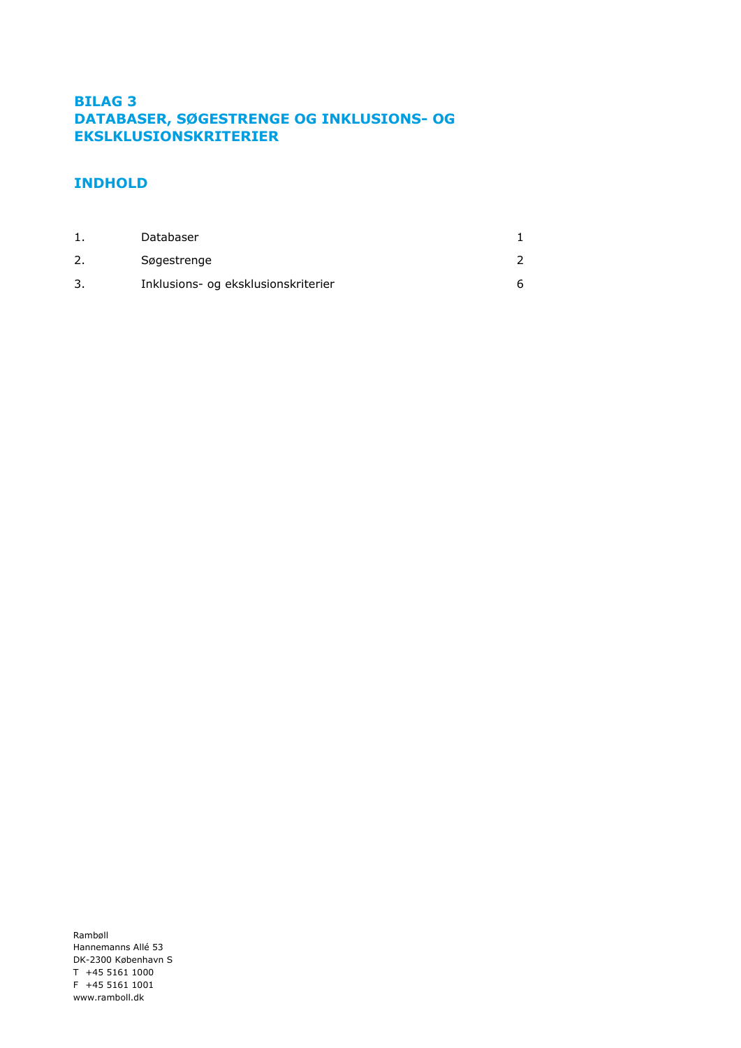# BILAG 3
# DATABASER, SØGESTRENGE OG INKLUSIONS- OG EKSLKLUSIONSKRITERIER

## INDHOLD

| | | |
|---|---|---|
| 1. | Databaser | 1 |
| 2. | Søgestrenge | 2 |
| 3. | Inklusions- og eksklusionskriterier | 6 |

Rambøll
Hannemanns Allé 53
DK-2300 København S
T +45 5161 1000
F +45 5161 1001
www.ramboll.dk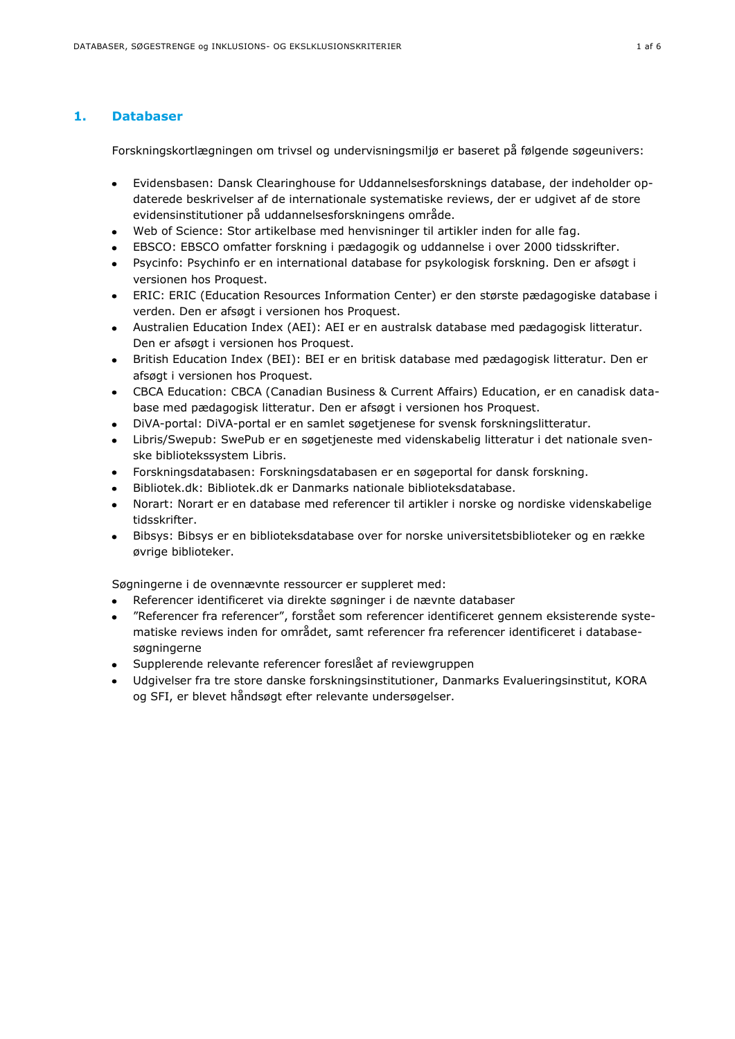## 1. Databaser

Forskningskortlægningen om trivsel og undervisningsmiljø er baseret på følgende søgeunivers:

- Evidensbasen: Dansk Clearinghouse for Uddannelsesforsknings database, der indeholder opdaterede beskrivelser af de internationale systematiske reviews, der er udgivet af de store evidensinstitutioner på uddannelsesforskningens område.
- Web of Science: Stor artikelbase med henvisninger til artikler inden for alle fag.
- EBSCO: EBSCO omfatter forskning i pædagogik og uddannelse i over 2000 tidsskrifter.
- Psycinfo: Psychinfo er en international database for psykologisk forskning. Den er afsøgt i versionen hos Proquest.
- ERIC: ERIC (Education Resources Information Center) er den største pædagogiske database i verden. Den er afsøgt i versionen hos Proquest.
- Australien Education Index (AEI): AEI er en australsk database med pædagogisk litteratur. Den er afsøgt i versionen hos Proquest.
- British Education Index (BEI): BEI er en britisk database med pædagogisk litteratur. Den er afsøgt i versionen hos Proquest.
- CBCA Education: CBCA (Canadian Business & Current Affairs) Education, er en canadisk database med pædagogisk litteratur. Den er afsøgt i versionen hos Proquest.
- DiVA-portal: DiVA-portal er en samlet søgetjenese for svensk forskningslitteratur.
- Libris/Swepub: SwePub er en søgetjeneste med videnskabelig litteratur i det nationale svenske bibliotekssystem Libris.
- Forskningsdatabasen: Forskningsdatabasen er en søgeportal for dansk forskning.
- Bibliotek.dk: Bibliotek.dk er Danmarks nationale biblioteksdatabase.
- Norart: Norart er en database med referencer til artikler i norske og nordiske videnskabelige tidsskrifter.
- Bibsys: Bibsys er en biblioteksdatabase over for norske universitetsbiblioteker og en række øvrige biblioteker.

Søgningerne i de ovennævnte ressourcer er suppleret med:

- Referencer identificeret via direkte søgninger i de nævnte databaser
- ”Referencer fra referencer”, forstået som referencer identificeret gennem eksisterende systematiske reviews inden for området, samt referencer fra referencer identificeret i databasesøgningerne
- Supplerende relevante referencer foreslået af reviewgruppen
- Udgivelser fra tre store danske forskningsinstitutioner, Danmarks Evalueringsinstitut, KORA og SFI, er blevet håndsøgt efter relevante undersøgelser.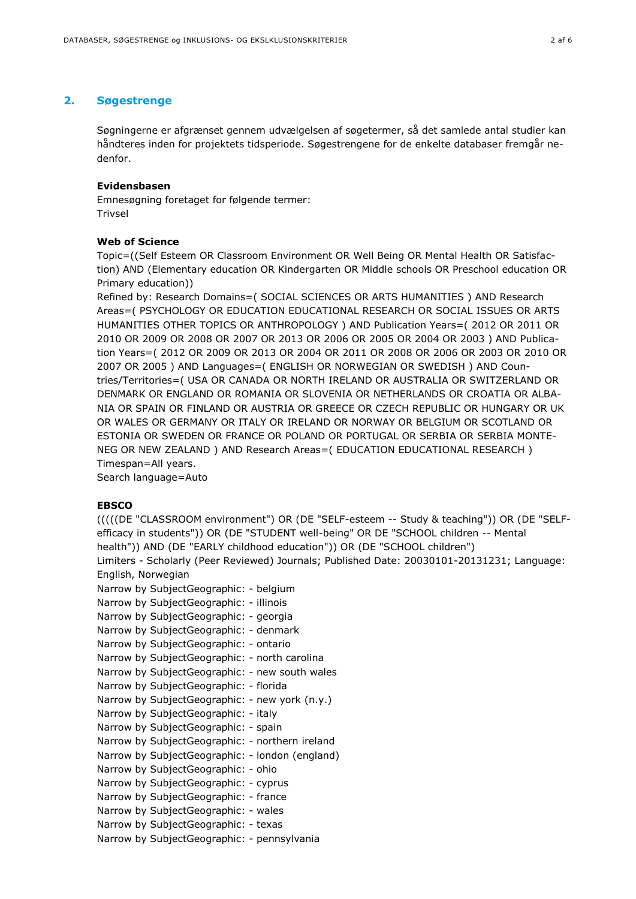## 2. Søgestrenge

Søgningerne er afgrænset gennem udvælgelsen af søgetermer, så det samlede antal studier kan håndteres inden for projektets tidsperiode. Søgestrengene for de enkelte databaser fremgår nedenfor.

**Evidensbasen**
Emnesøgning foretaget for følgende termer:
Trivsel

**Web of Science**
Topic=((Self Esteem OR Classroom Environment OR Well Being OR Mental Health OR Satisfaction) AND (Elementary education OR Kindergarten OR Middle schools OR Preschool education OR Primary education))
Refined by: Research Domains=( SOCIAL SCIENCES OR ARTS HUMANITIES ) AND Research Areas=( PSYCHOLOGY OR EDUCATION EDUCATIONAL RESEARCH OR SOCIAL ISSUES OR ARTS HUMANITIES OTHER TOPICS OR ANTHROPOLOGY ) AND Publication Years=( 2012 OR 2011 OR 2010 OR 2009 OR 2008 OR 2007 OR 2013 OR 2006 OR 2005 OR 2004 OR 2003 ) AND Publication Years=( 2012 OR 2009 OR 2013 OR 2004 OR 2011 OR 2008 OR 2006 OR 2003 OR 2010 OR 2007 OR 2005 ) AND Languages=( ENGLISH OR NORWEGIAN OR SWEDISH ) AND Countries/Territories=( USA OR CANADA OR NORTH IRELAND OR AUSTRALIA OR SWITZERLAND OR DENMARK OR ENGLAND OR ROMANIA OR SLOVENIA OR NETHERLANDS OR CROATIA OR ALBANIA OR SPAIN OR FINLAND OR AUSTRIA OR GREECE OR CZECH REPUBLIC OR HUNGARY OR UK OR WALES OR GERMANY OR ITALY OR IRELAND OR NORWAY OR BELGIUM OR SCOTLAND OR ESTONIA OR SWEDEN OR FRANCE OR POLAND OR PORTUGAL OR SERBIA OR SERBIA MONTENEG OR NEW ZEALAND ) AND Research Areas=( EDUCATION EDUCATIONAL RESEARCH )
Timespan=All years.
Search language=Auto

**EBSCO**
(((((DE "CLASSROOM environment") OR (DE "SELF-esteem -- Study & teaching")) OR (DE "SELF-efficacy in students")) OR (DE "STUDENT well-being" OR DE "SCHOOL children -- Mental health")) AND (DE "EARLY childhood education")) OR (DE "SCHOOL children")
Limiters - Scholarly (Peer Reviewed) Journals; Published Date: 20030101-20131231; Language: English, Norwegian
Narrow by SubjectGeographic: - belgium
Narrow by SubjectGeographic: - illinois
Narrow by SubjectGeographic: - georgia
Narrow by SubjectGeographic: - denmark
Narrow by SubjectGeographic: - ontario
Narrow by SubjectGeographic: - north carolina
Narrow by SubjectGeographic: - new south wales
Narrow by SubjectGeographic: - florida
Narrow by SubjectGeographic: - new york (n.y.)
Narrow by SubjectGeographic: - italy
Narrow by SubjectGeographic: - spain
Narrow by SubjectGeographic: - northern ireland
Narrow by SubjectGeographic: - london (england)
Narrow by SubjectGeographic: - ohio
Narrow by SubjectGeographic: - cyprus
Narrow by SubjectGeographic: - france
Narrow by SubjectGeographic: - wales
Narrow by SubjectGeographic: - texas
Narrow by SubjectGeographic: - pennsylvania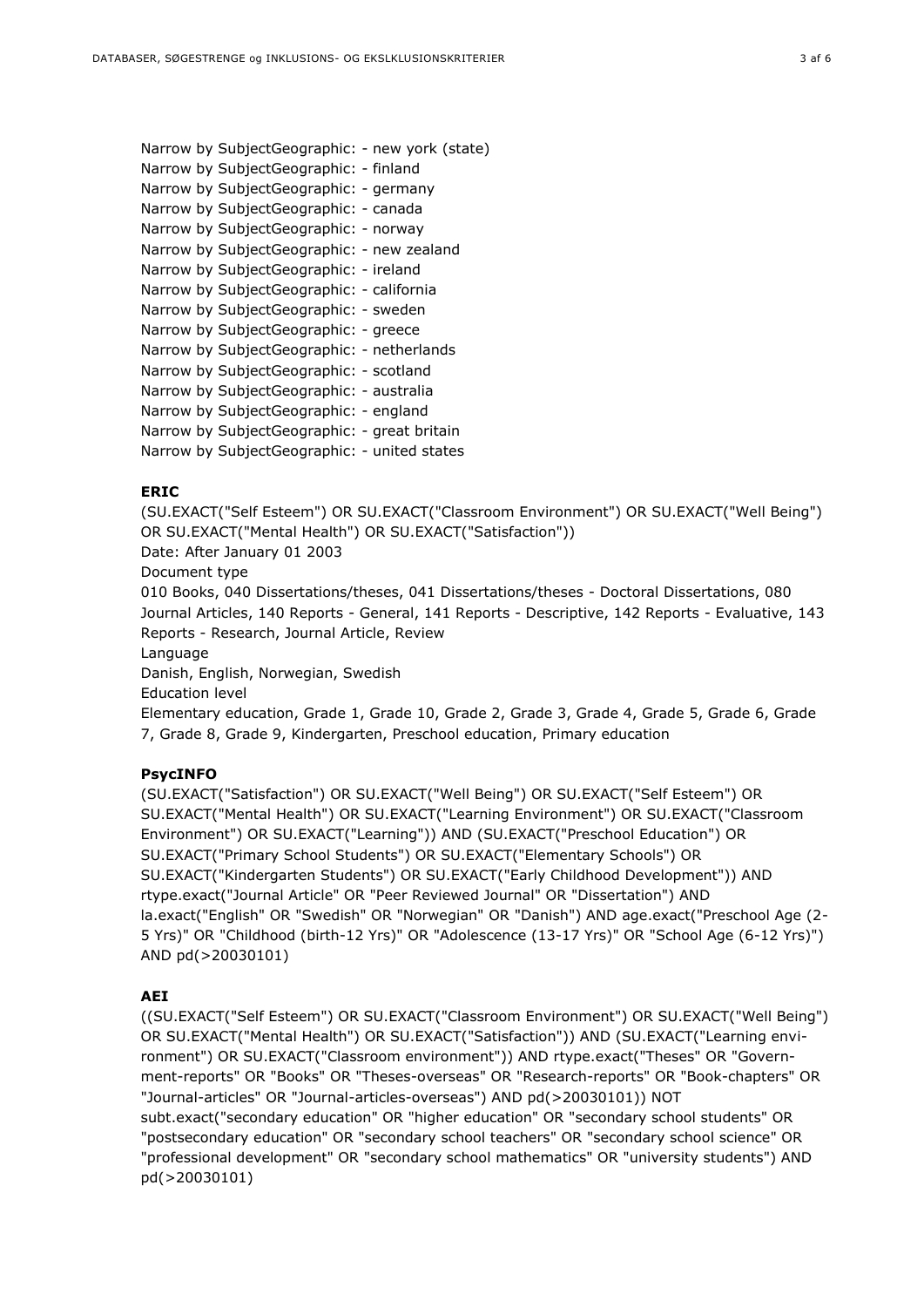Narrow by SubjectGeographic: - new york (state)
Narrow by SubjectGeographic: - finland
Narrow by SubjectGeographic: - germany
Narrow by SubjectGeographic: - canada
Narrow by SubjectGeographic: - norway
Narrow by SubjectGeographic: - new zealand
Narrow by SubjectGeographic: - ireland
Narrow by SubjectGeographic: - california
Narrow by SubjectGeographic: - sweden
Narrow by SubjectGeographic: - greece
Narrow by SubjectGeographic: - netherlands
Narrow by SubjectGeographic: - scotland
Narrow by SubjectGeographic: - australia
Narrow by SubjectGeographic: - england
Narrow by SubjectGeographic: - great britain
Narrow by SubjectGeographic: - united states

**ERIC**

(SU.EXACT("Self Esteem") OR SU.EXACT("Classroom Environment") OR SU.EXACT("Well Being") OR SU.EXACT("Mental Health") OR SU.EXACT("Satisfaction"))
Date: After January 01 2003
Document type
010 Books, 040 Dissertations/theses, 041 Dissertations/theses - Doctoral Dissertations, 080 Journal Articles, 140 Reports - General, 141 Reports - Descriptive, 142 Reports - Evaluative, 143 Reports - Research, Journal Article, Review
Language
Danish, English, Norwegian, Swedish
Education level
Elementary education, Grade 1, Grade 10, Grade 2, Grade 3, Grade 4, Grade 5, Grade 6, Grade 7, Grade 8, Grade 9, Kindergarten, Preschool education, Primary education

**PsycINFO**

(SU.EXACT("Satisfaction") OR SU.EXACT("Well Being") OR SU.EXACT("Self Esteem") OR SU.EXACT("Mental Health") OR SU.EXACT("Learning Environment") OR SU.EXACT("Classroom Environment") OR SU.EXACT("Learning")) AND (SU.EXACT("Preschool Education") OR SU.EXACT("Primary School Students") OR SU.EXACT("Elementary Schools") OR SU.EXACT("Kindergarten Students") OR SU.EXACT("Early Childhood Development")) AND rtype.exact("Journal Article" OR "Peer Reviewed Journal" OR "Dissertation") AND la.exact("English" OR "Swedish" OR "Norwegian" OR "Danish") AND age.exact("Preschool Age (2-5 Yrs)" OR "Childhood (birth-12 Yrs)" OR "Adolescence (13-17 Yrs)" OR "School Age (6-12 Yrs)") AND pd(>20030101)

**AEI**

((SU.EXACT("Self Esteem") OR SU.EXACT("Classroom Environment") OR SU.EXACT("Well Being") OR SU.EXACT("Mental Health") OR SU.EXACT("Satisfaction")) AND (SU.EXACT("Learning environment") OR SU.EXACT("Classroom environment")) AND rtype.exact("Theses" OR "Government-reports" OR "Books" OR "Theses-overseas" OR "Research-reports" OR "Book-chapters" OR "Journal-articles" OR "Journal-articles-overseas") AND pd(>20030101)) NOT subt.exact("secondary education" OR "higher education" OR "secondary school students" OR "postsecondary education" OR "secondary school teachers" OR "secondary school science" OR "professional development" OR "secondary school mathematics" OR "university students") AND pd(>20030101)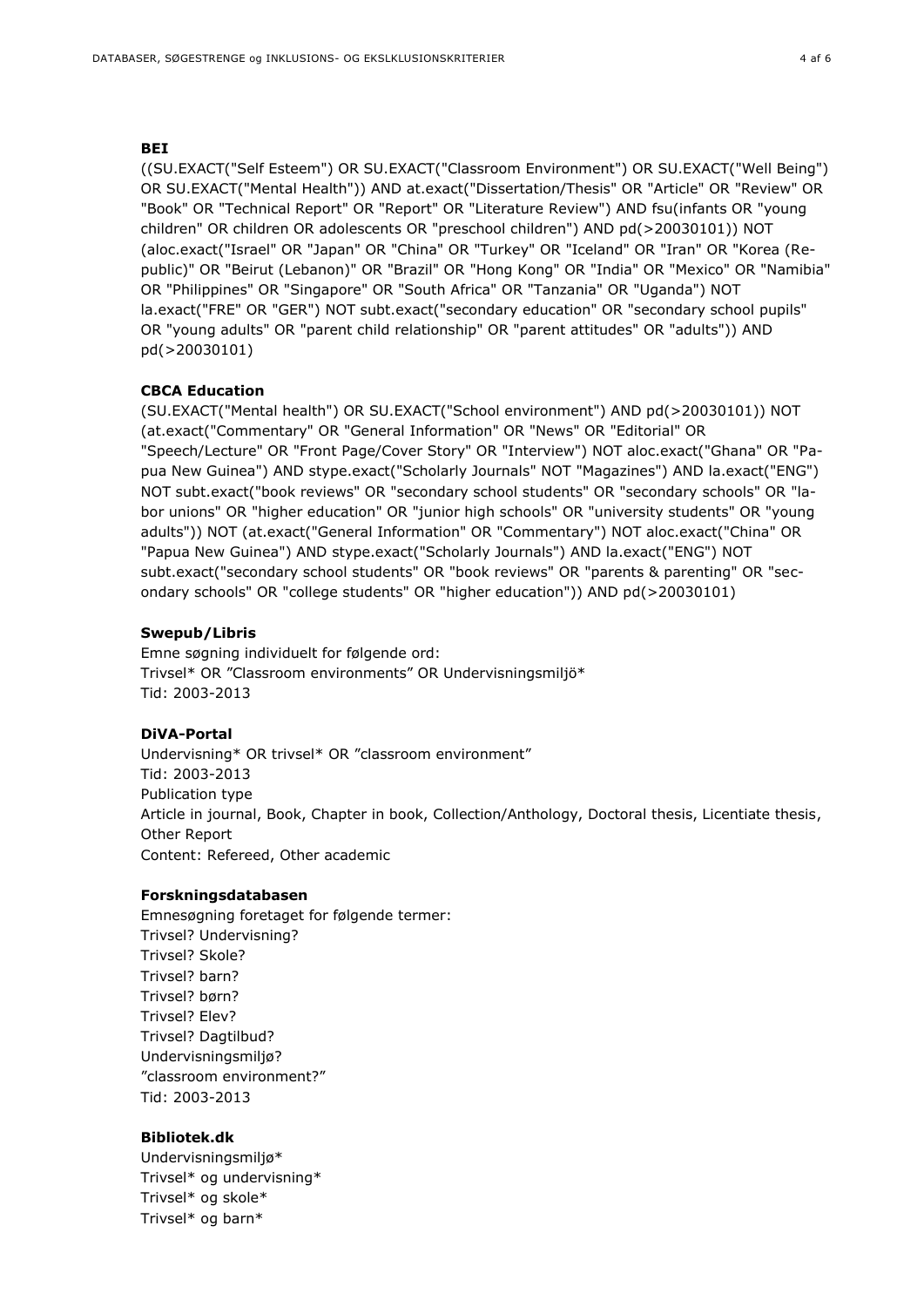**BEI**

((SU.EXACT("Self Esteem") OR SU.EXACT("Classroom Environment") OR SU.EXACT("Well Being") OR SU.EXACT("Mental Health")) AND at.exact("Dissertation/Thesis" OR "Article" OR "Review" OR "Book" OR "Technical Report" OR "Report" OR "Literature Review") AND fsu(infants OR "young children" OR children OR adolescents OR "preschool children") AND pd(>20030101)) NOT (aloc.exact("Israel" OR "Japan" OR "China" OR "Turkey" OR "Iceland" OR "Iran" OR "Korea (Republic)" OR "Beirut (Lebanon)" OR "Brazil" OR "Hong Kong" OR "India" OR "Mexico" OR "Namibia" OR "Philippines" OR "Singapore" OR "South Africa" OR "Tanzania" OR "Uganda") NOT la.exact("FRE" OR "GER") NOT subt.exact("secondary education" OR "secondary school pupils" OR "young adults" OR "parent child relationship" OR "parent attitudes" OR "adults")) AND pd(>20030101)

**CBCA Education**

(SU.EXACT("Mental health") OR SU.EXACT("School environment") AND pd(>20030101)) NOT (at.exact("Commentary" OR "General Information" OR "News" OR "Editorial" OR "Speech/Lecture" OR "Front Page/Cover Story" OR "Interview") NOT aloc.exact("Ghana" OR "Papua New Guinea") AND stype.exact("Scholarly Journals" NOT "Magazines") AND la.exact("ENG") NOT subt.exact("book reviews" OR "secondary school students" OR "secondary schools" OR "labor unions" OR "higher education" OR "junior high schools" OR "university students" OR "young adults")) NOT (at.exact("General Information" OR "Commentary") NOT aloc.exact("China" OR "Papua New Guinea") AND stype.exact("Scholarly Journals") AND la.exact("ENG") NOT subt.exact("secondary school students" OR "book reviews" OR "parents & parenting" OR "secondary schools" OR "college students" OR "higher education")) AND pd(>20030101)

**Swepub/Libris**

Emne søgning individuelt for følgende ord:
Trivsel* OR ”Classroom environments” OR Undervisningsmiljö*
Tid: 2003-2013

**DiVA-Portal**

Undervisning* OR trivsel* OR ”classroom environment”
Tid: 2003-2013
Publication type
Article in journal, Book, Chapter in book, Collection/Anthology, Doctoral thesis, Licentiate thesis, Other Report
Content: Refereed, Other academic

**Forskningsdatabasen**

Emnesøgning foretaget for følgende termer:
Trivsel? Undervisning?
Trivsel? Skole?
Trivsel? barn?
Trivsel? børn?
Trivsel? Elev?
Trivsel? Dagtilbud?
Undervisningsmiljø?
”classroom environment?”
Tid: 2003-2013

**Bibliotek.dk**

Undervisningsmiljø*
Trivsel* og undervisning*
Trivsel* og skole*
Trivsel* og barn*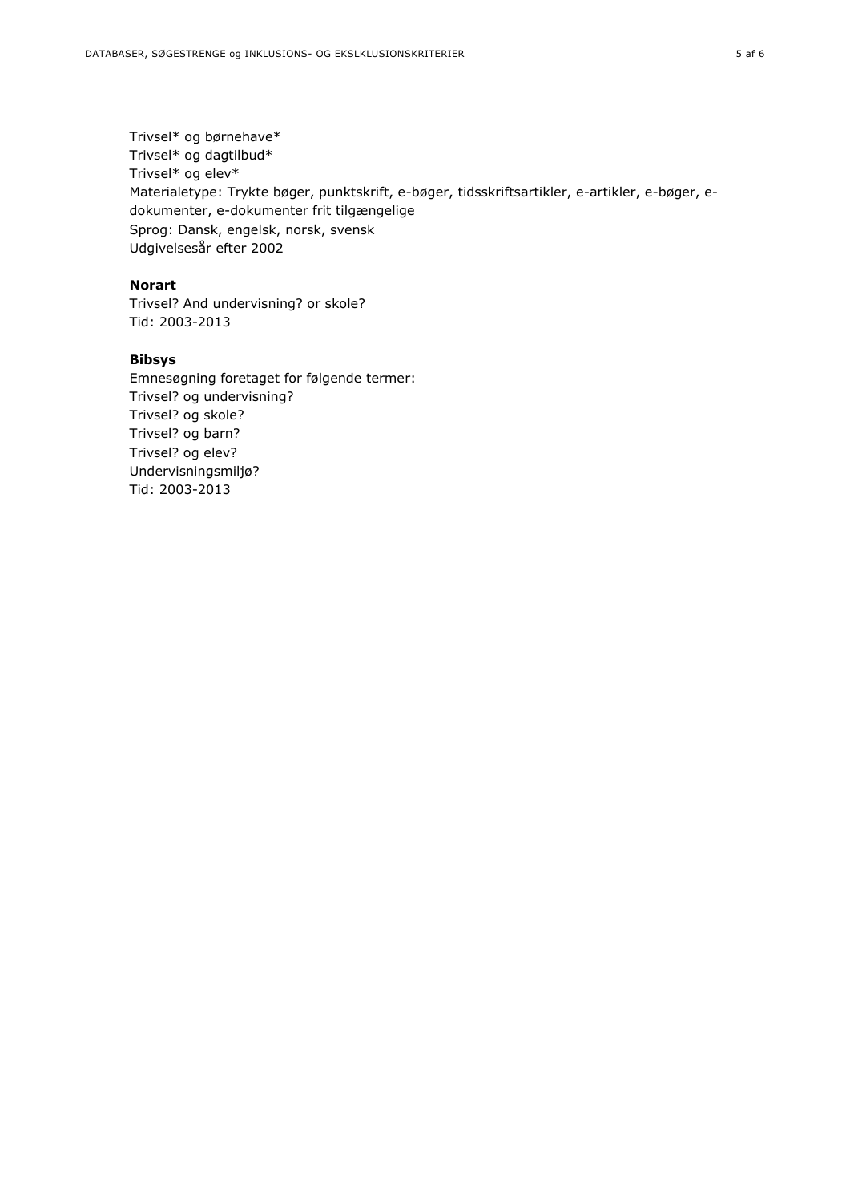Trivsel* og børnehave*  
Trivsel* og dagtilbud*  
Trivsel* og elev*  
Materialetype: Trykte bøger, punktskrift, e-bøger, tidsskriftsartikler, e-artikler, e-bøger, e-dokumenter, e-dokumenter frit tilgængelige  
Sprog: Dansk, engelsk, norsk, svensk  
Udgivelsesår efter 2002

**Norart**

Trivsel? And undervisning? or skole?  
Tid: 2003-2013

**Bibsys**

Emnesøgning foretaget for følgende termer:  
Trivsel? og undervisning?  
Trivsel? og skole?  
Trivsel? og barn?  
Trivsel? og elev?  
Undervisningsmiljø?  
Tid: 2003-2013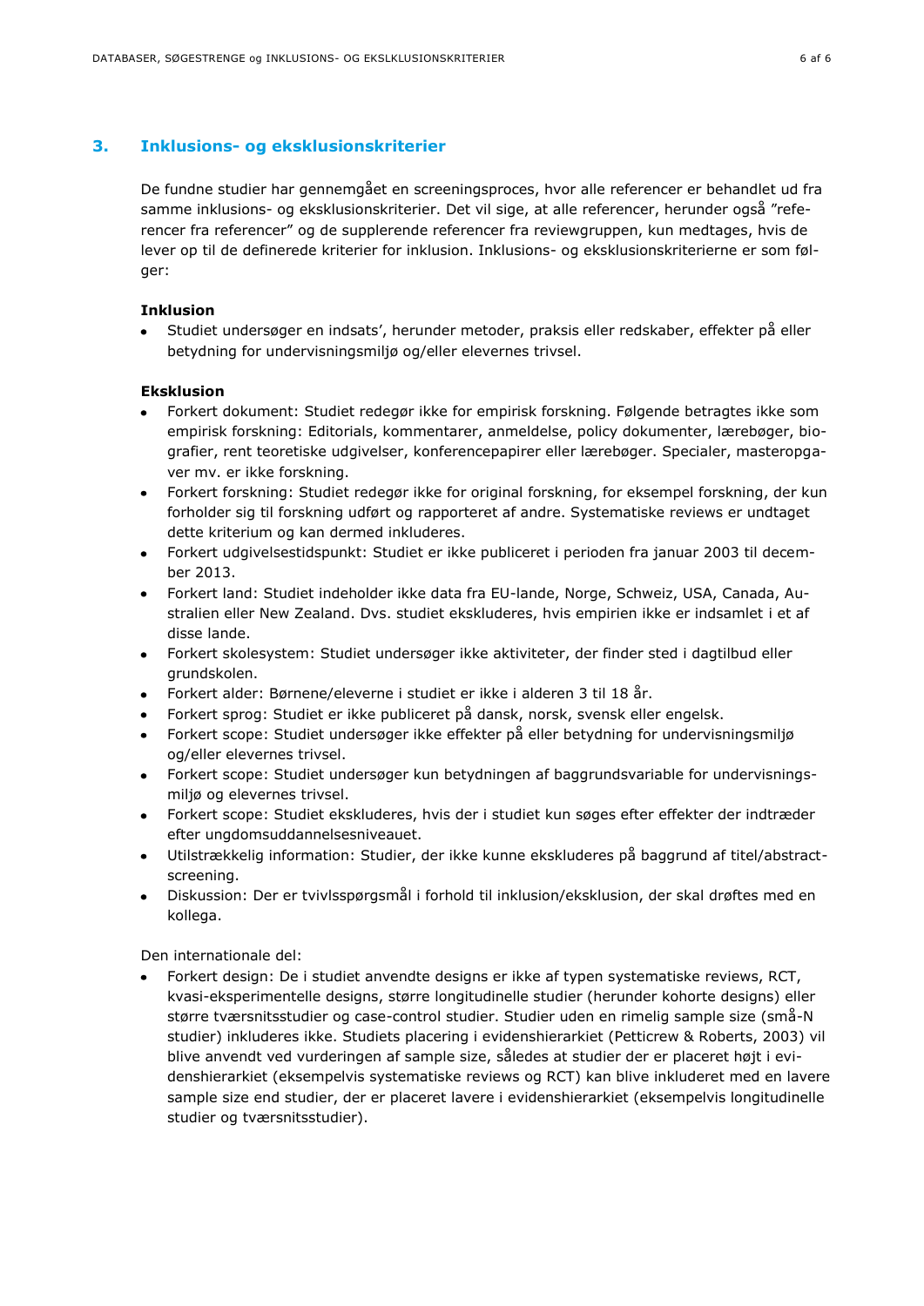## 3. Inklusions- og eksklusionskriterier

De fundne studier har gennemgået en screeningsproces, hvor alle referencer er behandlet ud fra samme inklusions- og eksklusionskriterier. Det vil sige, at alle referencer, herunder også "referencer fra referencer" og de supplerende referencer fra reviewgruppen, kun medtages, hvis de lever op til de definerede kriterier for inklusion. Inklusions- og eksklusionskriterierne er som følger:

**Inklusion**

- Studiet undersøger en indsats', herunder metoder, praksis eller redskaber, effekter på eller betydning for undervisningsmiljø og/eller elevernes trivsel.

**Eksklusion**

- Forkert dokument: Studiet redegør ikke for empirisk forskning. Følgende betragtes ikke som empirisk forskning: Editorials, kommentarer, anmeldelse, policy dokumenter, lærebøger, biografier, rent teoretiske udgivelser, konferencepapirer eller lærebøger. Specialer, masteropgaver mv. er ikke forskning.
- Forkert forskning: Studiet redegør ikke for original forskning, for eksempel forskning, der kun forholder sig til forskning udført og rapporteret af andre. Systematiske reviews er undtaget dette kriterium og kan dermed inkluderes.
- Forkert udgivelsestidspunkt: Studiet er ikke publiceret i perioden fra januar 2003 til december 2013.
- Forkert land: Studiet indeholder ikke data fra EU-lande, Norge, Schweiz, USA, Canada, Australien eller New Zealand. Dvs. studiet ekskluderes, hvis empirien ikke er indsamlet i et af disse lande.
- Forkert skolesystem: Studiet undersøger ikke aktiviteter, der finder sted i dagtilbud eller grundskolen.
- Forkert alder: Børnene/eleverne i studiet er ikke i alderen 3 til 18 år.
- Forkert sprog: Studiet er ikke publiceret på dansk, norsk, svensk eller engelsk.
- Forkert scope: Studiet undersøger ikke effekter på eller betydning for undervisningsmiljø og/eller elevernes trivsel.
- Forkert scope: Studiet undersøger kun betydningen af baggrundsvariable for undervisningsmiljø og elevernes trivsel.
- Forkert scope: Studiet ekskluderes, hvis der i studiet kun søges efter effekter der indtræder efter ungdomsuddannelsesniveauet.
- Utilstrækkelig information: Studier, der ikke kunne ekskluderes på baggrund af titel/abstract-screening.
- Diskussion: Der er tvivlsspørgsmål i forhold til inklusion/eksklusion, der skal drøftes med en kollega.

Den internationale del:

- Forkert design: De i studiet anvendte designs er ikke af typen systematiske reviews, RCT, kvasi-eksperimentelle designs, større longitudinelle studier (herunder kohorte designs) eller større tværsnitsstudier og case-control studier. Studier uden en rimelig sample size (små-N studier) inkluderes ikke. Studiets placering i evidenshierarkiet (Petticrew & Roberts, 2003) vil blive anvendt ved vurderingen af sample size, således at studier der er placeret højt i evidenshierarkiet (eksempelvis systematiske reviews og RCT) kan blive inkluderet med en lavere sample size end studier, der er placeret lavere i evidenshierarkiet (eksempelvis longitudinelle studier og tværsnitsstudier).